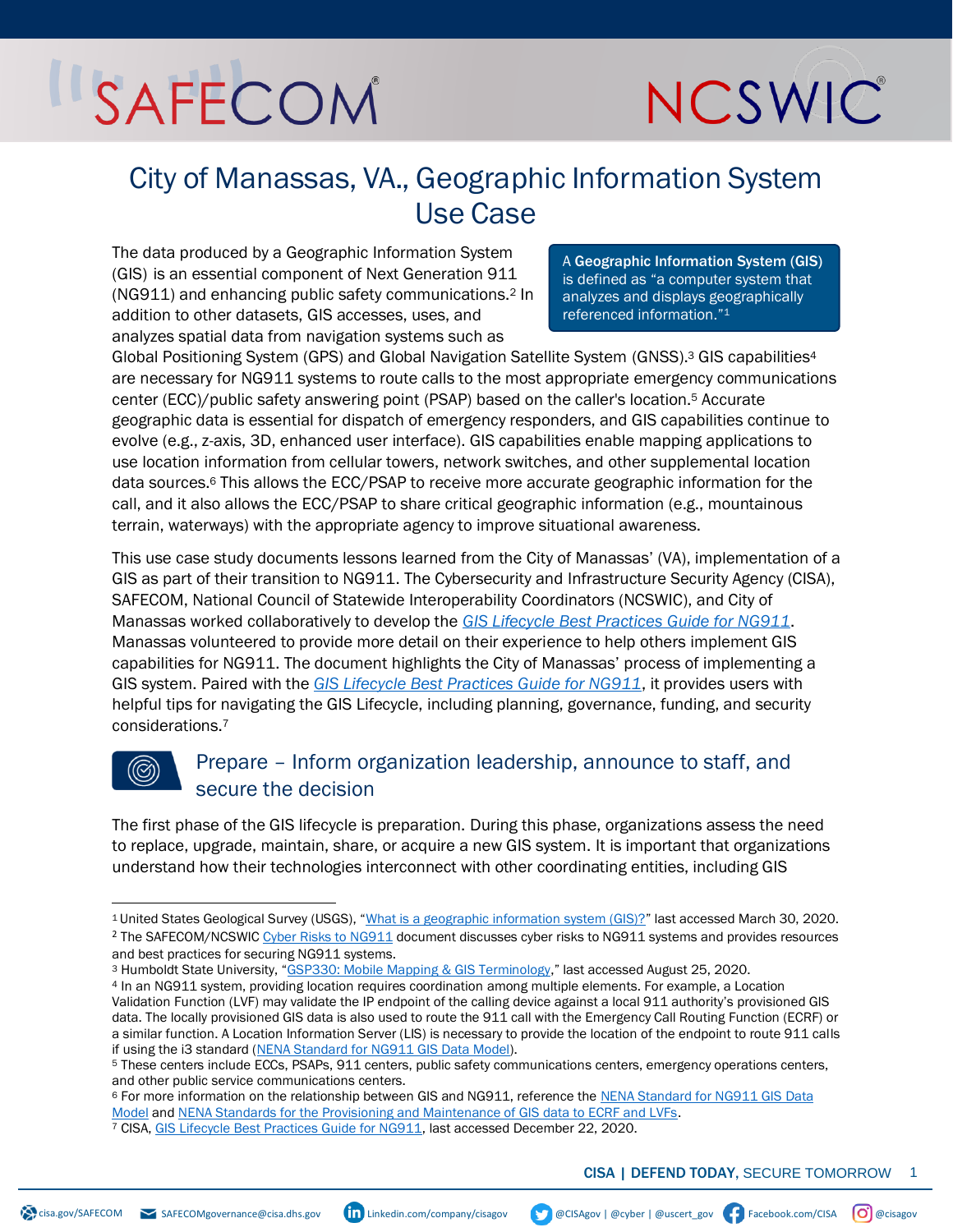# City of Manassas, VA., Geographic Information System Use Case

> A **Geographic Information System (GIS)** is defined as "a computer system that analyzes and displays geographically referenced information."[1]

The data produced by a Geographic Information System (GIS) is an essential component of Next Generation 911 (NG911) and enhancing public safety communications.[2] In addition to other datasets, GIS accesses, uses, and analyzes spatial data from navigation systems such as Global Positioning System (GPS) and Global Navigation Satellite System (GNSS).[3] GIS capabilities[4] are necessary for NG911 systems to route calls to the most appropriate emergency communications center (ECC)/public safety answering point (PSAP) based on the caller's location.[5] Accurate geographic data is essential for dispatch of emergency responders, and GIS capabilities continue to evolve (e.g., z-axis, 3D, enhanced user interface). GIS capabilities enable mapping applications to use location information from cellular towers, network switches, and other supplemental location data sources.[6] This allows the ECC/PSAP to receive more accurate geographic information for the call, and it also allows the ECC/PSAP to share critical geographic information (e.g., mountainous terrain, waterways) with the appropriate agency to improve situational awareness.

This use case study documents lessons learned from the City of Manassas' (VA), implementation of a GIS as part of their transition to NG911. The Cybersecurity and Infrastructure Security Agency (CISA), SAFECOM, National Council of Statewide Interoperability Coordinators (NCSWIC), and City of Manassas worked collaboratively to develop the *GIS Lifecycle Best Practices Guide for NG911*. Manassas volunteered to provide more detail on their experience to help others implement GIS capabilities for NG911. The document highlights the City of Manassas' process of implementing a GIS system. Paired with the *GIS Lifecycle Best Practices Guide for NG911*, it provides users with helpful tips for navigating the GIS Lifecycle, including planning, governance, funding, and security considerations.[7]

## Prepare – Inform organization leadership, announce to staff, and secure the decision

The first phase of the GIS lifecycle is preparation. During this phase, organizations assess the need to replace, upgrade, maintain, share, or acquire a new GIS system. It is important that organizations understand how their technologies interconnect with other coordinating entities, including GIS

---

[1] United States Geological Survey (USGS), "What is a geographic information system (GIS)?" last accessed March 30, 2020.

[2] The SAFECOM/NCSWIC Cyber Risks to NG911 document discusses cyber risks to NG911 systems and provides resources and best practices for securing NG911 systems.

[3] Humboldt State University, "GSP330: Mobile Mapping & GIS Terminology," last accessed August 25, 2020.

[4] In an NG911 system, providing location requires coordination among multiple elements. For example, a Location Validation Function (LVF) may validate the IP endpoint of the calling device against a local 911 authority's provisioned GIS data. The locally provisioned GIS data is also used to route the 911 call with the Emergency Call Routing Function (ECRF) or a similar function. A Location Information Server (LIS) is necessary to provide the location of the endpoint to route 911 calls if using the i3 standard (NENA Standard for NG911 GIS Data Model).

[5] These centers include ECCs, PSAPs, 911 centers, public safety communications centers, emergency operations centers, and other public service communications centers.

[6] For more information on the relationship between GIS and NG911, reference the NENA Standard for NG911 GIS Data Model and NENA Standards for the Provisioning and Maintenance of GIS data to ECRF and LVFs.

[7] CISA, GIS Lifecycle Best Practices Guide for NG911, last accessed December 22, 2020.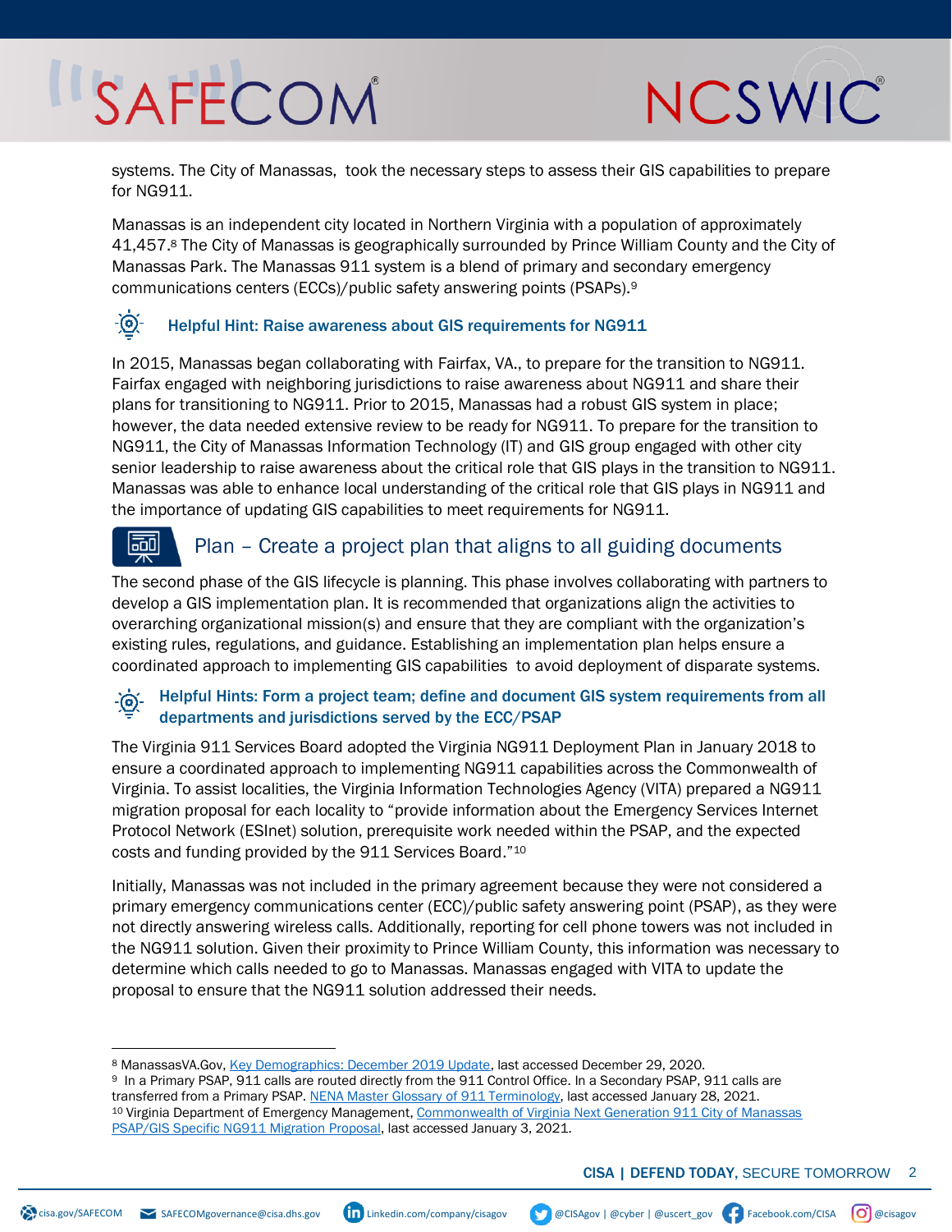systems. The City of Manassas,  took the necessary steps to assess their GIS capabilities to prepare for NG911.

Manassas is an independent city located in Northern Virginia with a population of approximately 41,457.[8] The City of Manassas is geographically surrounded by Prince William County and the City of Manassas Park. The Manassas 911 system is a blend of primary and secondary emergency communications centers (ECCs)/public safety answering points (PSAPs).[9]

### Helpful Hint: Raise awareness about GIS requirements for NG911

In 2015, Manassas began collaborating with Fairfax, VA., to prepare for the transition to NG911. Fairfax engaged with neighboring jurisdictions to raise awareness about NG911 and share their plans for transitioning to NG911. Prior to 2015, Manassas had a robust GIS system in place; however, the data needed extensive review to be ready for NG911. To prepare for the transition to NG911, the City of Manassas Information Technology (IT) and GIS group engaged with other city senior leadership to raise awareness about the critical role that GIS plays in the transition to NG911. Manassas was able to enhance local understanding of the critical role that GIS plays in NG911 and the importance of updating GIS capabilities to meet requirements for NG911.

## Plan – Create a project plan that aligns to all guiding documents

The second phase of the GIS lifecycle is planning. This phase involves collaborating with partners to develop a GIS implementation plan. It is recommended that organizations align the activities to overarching organizational mission(s) and ensure that they are compliant with the organization's existing rules, regulations, and guidance. Establishing an implementation plan helps ensure a coordinated approach to implementing GIS capabilities  to avoid deployment of disparate systems.

### Helpful Hints: Form a project team; define and document GIS system requirements from all departments and jurisdictions served by the ECC/PSAP

The Virginia 911 Services Board adopted the Virginia NG911 Deployment Plan in January 2018 to ensure a coordinated approach to implementing NG911 capabilities across the Commonwealth of Virginia. To assist localities, the Virginia Information Technologies Agency (VITA) prepared a NG911 migration proposal for each locality to "provide information about the Emergency Services Internet Protocol Network (ESInet) solution, prerequisite work needed within the PSAP, and the expected costs and funding provided by the 911 Services Board."[10]

Initially, Manassas was not included in the primary agreement because they were not considered a primary emergency communications center (ECC)/public safety answering point (PSAP), as they were not directly answering wireless calls. Additionally, reporting for cell phone towers was not included in the NG911 solution. Given their proximity to Prince William County, this information was necessary to determine which calls needed to go to Manassas. Manassas engaged with VITA to update the proposal to ensure that the NG911 solution addressed their needs.

---

[8] ManassasVA.Gov, Key Demographics: December 2019 Update, last accessed December 29, 2020.

[9] In a Primary PSAP, 911 calls are routed directly from the 911 Control Office. In a Secondary PSAP, 911 calls are transferred from a Primary PSAP. NENA Master Glossary of 911 Terminology, last accessed January 28, 2021.

[10] Virginia Department of Emergency Management, Commonwealth of Virginia Next Generation 911 City of Manassas PSAP/GIS Specific NG911 Migration Proposal, last accessed January 3, 2021.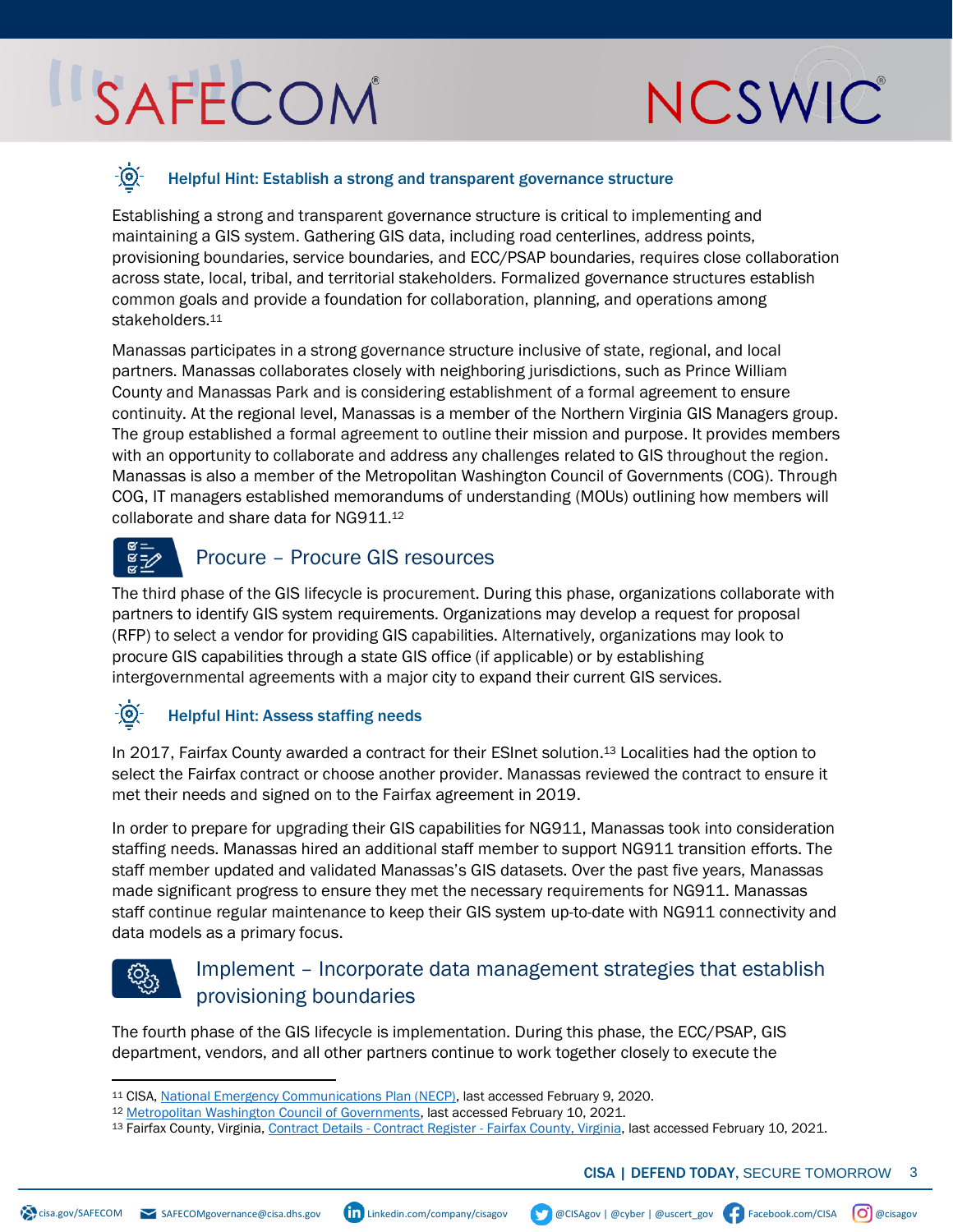### Helpful Hint: Establish a strong and transparent governance structure

Establishing a strong and transparent governance structure is critical to implementing and maintaining a GIS system. Gathering GIS data, including road centerlines, address points, provisioning boundaries, service boundaries, and ECC/PSAP boundaries, requires close collaboration across state, local, tribal, and territorial stakeholders. Formalized governance structures establish common goals and provide a foundation for collaboration, planning, and operations among stakeholders.[11]

Manassas participates in a strong governance structure inclusive of state, regional, and local partners. Manassas collaborates closely with neighboring jurisdictions, such as Prince William County and Manassas Park and is considering establishment of a formal agreement to ensure continuity. At the regional level, Manassas is a member of the Northern Virginia GIS Managers group. The group established a formal agreement to outline their mission and purpose. It provides members with an opportunity to collaborate and address any challenges related to GIS throughout the region. Manassas is also a member of the Metropolitan Washington Council of Governments (COG). Through COG, IT managers established memorandums of understanding (MOUs) outlining how members will collaborate and share data for NG911.[12]

## Procure – Procure GIS resources

The third phase of the GIS lifecycle is procurement. During this phase, organizations collaborate with partners to identify GIS system requirements. Organizations may develop a request for proposal (RFP) to select a vendor for providing GIS capabilities. Alternatively, organizations may look to procure GIS capabilities through a state GIS office (if applicable) or by establishing intergovernmental agreements with a major city to expand their current GIS services.

### Helpful Hint: Assess staffing needs

In 2017, Fairfax County awarded a contract for their ESInet solution.[13] Localities had the option to select the Fairfax contract or choose another provider. Manassas reviewed the contract to ensure it met their needs and signed on to the Fairfax agreement in 2019.

In order to prepare for upgrading their GIS capabilities for NG911, Manassas took into consideration staffing needs. Manassas hired an additional staff member to support NG911 transition efforts. The staff member updated and validated Manassas's GIS datasets. Over the past five years, Manassas made significant progress to ensure they met the necessary requirements for NG911. Manassas staff continue regular maintenance to keep their GIS system up-to-date with NG911 connectivity and data models as a primary focus.

## Implement – Incorporate data management strategies that establish provisioning boundaries

The fourth phase of the GIS lifecycle is implementation. During this phase, the ECC/PSAP, GIS department, vendors, and all other partners continue to work together closely to execute the

---

[11] CISA, National Emergency Communications Plan (NECP), last accessed February 9, 2020.

[12] Metropolitan Washington Council of Governments, last accessed February 10, 2021.

[13] Fairfax County, Virginia, Contract Details - Contract Register - Fairfax County, Virginia, last accessed February 10, 2021.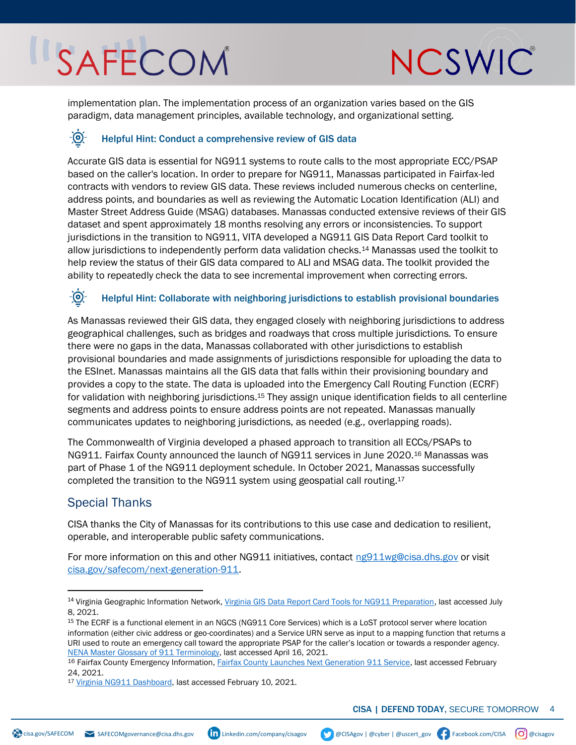implementation plan. The implementation process of an organization varies based on the GIS paradigm, data management principles, available technology, and organizational setting.

### Helpful Hint: Conduct a comprehensive review of GIS data

Accurate GIS data is essential for NG911 systems to route calls to the most appropriate ECC/PSAP based on the caller's location. In order to prepare for NG911, Manassas participated in Fairfax-led contracts with vendors to review GIS data. These reviews included numerous checks on centerline, address points, and boundaries as well as reviewing the Automatic Location Identification (ALI) and Master Street Address Guide (MSAG) databases. Manassas conducted extensive reviews of their GIS dataset and spent approximately 18 months resolving any errors or inconsistencies. To support jurisdictions in the transition to NG911, VITA developed a NG911 GIS Data Report Card toolkit to allow jurisdictions to independently perform data validation checks.[14] Manassas used the toolkit to help review the status of their GIS data compared to ALI and MSAG data. The toolkit provided the ability to repeatedly check the data to see incremental improvement when correcting errors.

### Helpful Hint: Collaborate with neighboring jurisdictions to establish provisional boundaries

As Manassas reviewed their GIS data, they engaged closely with neighboring jurisdictions to address geographical challenges, such as bridges and roadways that cross multiple jurisdictions. To ensure there were no gaps in the data, Manassas collaborated with other jurisdictions to establish provisional boundaries and made assignments of jurisdictions responsible for uploading the data to the ESInet. Manassas maintains all the GIS data that falls within their provisioning boundary and provides a copy to the state. The data is uploaded into the Emergency Call Routing Function (ECRF) for validation with neighboring jurisdictions.[15] They assign unique identification fields to all centerline segments and address points to ensure address points are not repeated. Manassas manually communicates updates to neighboring jurisdictions, as needed (e.g., overlapping roads).

The Commonwealth of Virginia developed a phased approach to transition all ECCs/PSAPs to NG911. Fairfax County announced the launch of NG911 services in June 2020.[16] Manassas was part of Phase 1 of the NG911 deployment schedule. In October 2021, Manassas successfully completed the transition to the NG911 system using geospatial call routing.[17]

## Special Thanks

CISA thanks the City of Manassas for its contributions to this use case and dedication to resilient, operable, and interoperable public safety communications.

For more information on this and other NG911 initiatives, contact ng911wg@cisa.dhs.gov or visit cisa.gov/safecom/next-generation-911.

---

[14] Virginia Geographic Information Network, Virginia GIS Data Report Card Tools for NG911 Preparation, last accessed July 8, 2021.

[15] The ECRF is a functional element in an NGCS (NG911 Core Services) which is a LoST protocol server where location information (either civic address or geo-coordinates) and a Service URN serve as input to a mapping function that returns a URI used to route an emergency call toward the appropriate PSAP for the caller's location or towards a responder agency. NENA Master Glossary of 911 Terminology, last accessed April 16, 2021.

[16] Fairfax County Emergency Information, Fairfax County Launches Next Generation 911 Service, last accessed February 24, 2021.

[17] Virginia NG911 Dashboard, last accessed February 10, 2021.